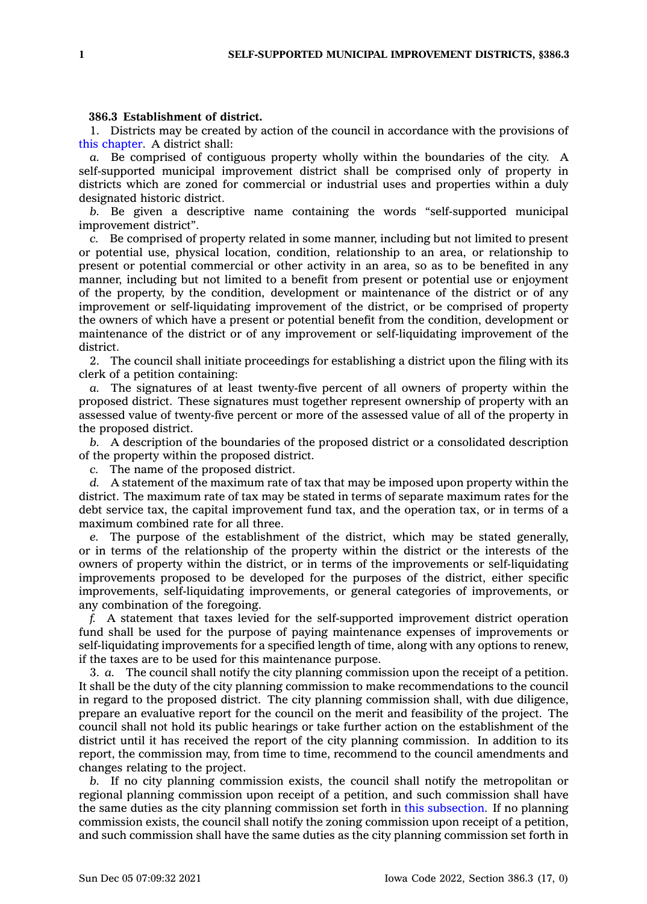**386.3 Establishment of district.**

1. Districts may be created by action of the council in accordance with the provisions of this chapter. A district shall:

*a.* Be comprised of contiguous property wholly within the boundaries of the city. A self-supported municipal improvement district shall be comprised only of property in districts which are zoned for commercial or industrial uses and properties within a duly designated historic district.

*b.* Be given a descriptive name containing the words "self-supported municipal improvement district".

*c.* Be comprised of property related in some manner, including but not limited to present or potential use, physical location, condition, relationship to an area, or relationship to present or potential commercial or other activity in an area, so as to be benefited in any manner, including but not limited to a benefit from present or potential use or enjoyment of the property, by the condition, development or maintenance of the district or of any improvement or self-liquidating improvement of the district, or be comprised of property the owners of which have a present or potential benefit from the condition, development or maintenance of the district or of any improvement or self-liquidating improvement of the district.

2. The council shall initiate proceedings for establishing a district upon the filing with its clerk of a petition containing:

*a.* The signatures of at least twenty-five percent of all owners of property within the proposed district. These signatures must together represent ownership of property with an assessed value of twenty-five percent or more of the assessed value of all of the property in the proposed district.

*b.* A description of the boundaries of the proposed district or a consolidated description of the property within the proposed district.

*c.* The name of the proposed district.

*d.* A statement of the maximum rate of tax that may be imposed upon property within the district. The maximum rate of tax may be stated in terms of separate maximum rates for the debt service tax, the capital improvement fund tax, and the operation tax, or in terms of a maximum combined rate for all three.

*e.* The purpose of the establishment of the district, which may be stated generally, or in terms of the relationship of the property within the district or the interests of the owners of property within the district, or in terms of the improvements or self-liquidating improvements proposed to be developed for the purposes of the district, either specific improvements, self-liquidating improvements, or general categories of improvements, or any combination of the foregoing.

*f.* A statement that taxes levied for the self-supported improvement district operation fund shall be used for the purpose of paying maintenance expenses of improvements or self-liquidating improvements for a specified length of time, along with any options to renew, if the taxes are to be used for this maintenance purpose.

3. *a.* The council shall notify the city planning commission upon the receipt of a petition. It shall be the duty of the city planning commission to make recommendations to the council in regard to the proposed district. The city planning commission shall, with due diligence, prepare an evaluative report for the council on the merit and feasibility of the project. The council shall not hold its public hearings or take further action on the establishment of the district until it has received the report of the city planning commission. In addition to its report, the commission may, from time to time, recommend to the council amendments and changes relating to the project.

*b.* If no city planning commission exists, the council shall notify the metropolitan or regional planning commission upon receipt of a petition, and such commission shall have the same duties as the city planning commission set forth in this subsection. If no planning commission exists, the council shall notify the zoning commission upon receipt of a petition, and such commission shall have the same duties as the city planning commission set forth in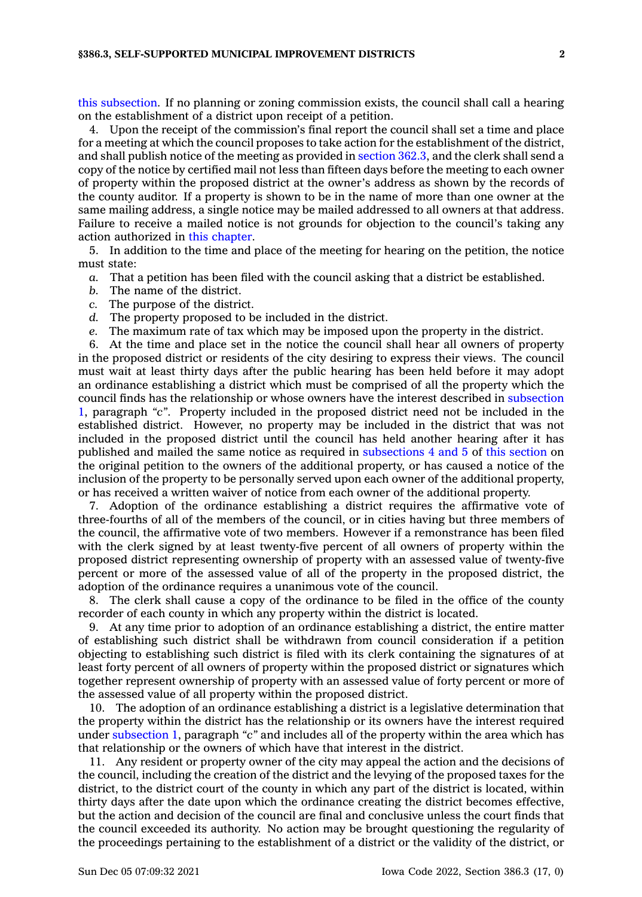this subsection. If no planning or zoning commission exists, the council shall call a hearing on the establishment of a district upon receipt of a petition.

4. Upon the receipt of the commission's final report the council shall set a time and place for a meeting at which the council proposes to take action for the establishment of the district, and shall publish notice of the meeting as provided in section 362.3, and the clerk shall send a copy of the notice by certified mail not less than fifteen days before the meeting to each owner of property within the proposed district at the owner's address as shown by the records of the county auditor. If a property is shown to be in the name of more than one owner at the same mailing address, a single notice may be mailed addressed to all owners at that address. Failure to receive a mailed notice is not grounds for objection to the council's taking any action authorized in this chapter.

5. In addition to the time and place of the meeting for hearing on the petition, the notice must state:

*a.* That a petition has been filed with the council asking that a district be established.

*b.* The name of the district.

*c.* The purpose of the district.

*d.* The property proposed to be included in the district.

*e.* The maximum rate of tax which may be imposed upon the property in the district.

6. At the time and place set in the notice the council shall hear all owners of property in the proposed district or residents of the city desiring to express their views. The council must wait at least thirty days after the public hearing has been held before it may adopt an ordinance establishing a district which must be comprised of all the property which the council finds has the relationship or whose owners have the interest described in subsection 1, paragraph *"c"*. Property included in the proposed district need not be included in the established district. However, no property may be included in the district that was not included in the proposed district until the council has held another hearing after it has published and mailed the same notice as required in subsections 4 and 5 of this section on the original petition to the owners of the additional property, or has caused a notice of the inclusion of the property to be personally served upon each owner of the additional property, or has received a written waiver of notice from each owner of the additional property.

7. Adoption of the ordinance establishing a district requires the affirmative vote of three-fourths of all of the members of the council, or in cities having but three members of the council, the affirmative vote of two members. However if a remonstrance has been filed with the clerk signed by at least twenty-five percent of all owners of property within the proposed district representing ownership of property with an assessed value of twenty-five percent or more of the assessed value of all of the property in the proposed district, the adoption of the ordinance requires a unanimous vote of the council.

8. The clerk shall cause a copy of the ordinance to be filed in the office of the county recorder of each county in which any property within the district is located.

9. At any time prior to adoption of an ordinance establishing a district, the entire matter of establishing such district shall be withdrawn from council consideration if a petition objecting to establishing such district is filed with its clerk containing the signatures of at least forty percent of all owners of property within the proposed district or signatures which together represent ownership of property with an assessed value of forty percent or more of the assessed value of all property within the proposed district.

10. The adoption of an ordinance establishing a district is a legislative determination that the property within the district has the relationship or its owners have the interest required under subsection 1, paragraph *"c"* and includes all of the property within the area which has that relationship or the owners of which have that interest in the district.

11. Any resident or property owner of the city may appeal the action and the decisions of the council, including the creation of the district and the levying of the proposed taxes for the district, to the district court of the county in which any part of the district is located, within thirty days after the date upon which the ordinance creating the district becomes effective, but the action and decision of the council are final and conclusive unless the court finds that the council exceeded its authority. No action may be brought questioning the regularity of the proceedings pertaining to the establishment of a district or the validity of the district, or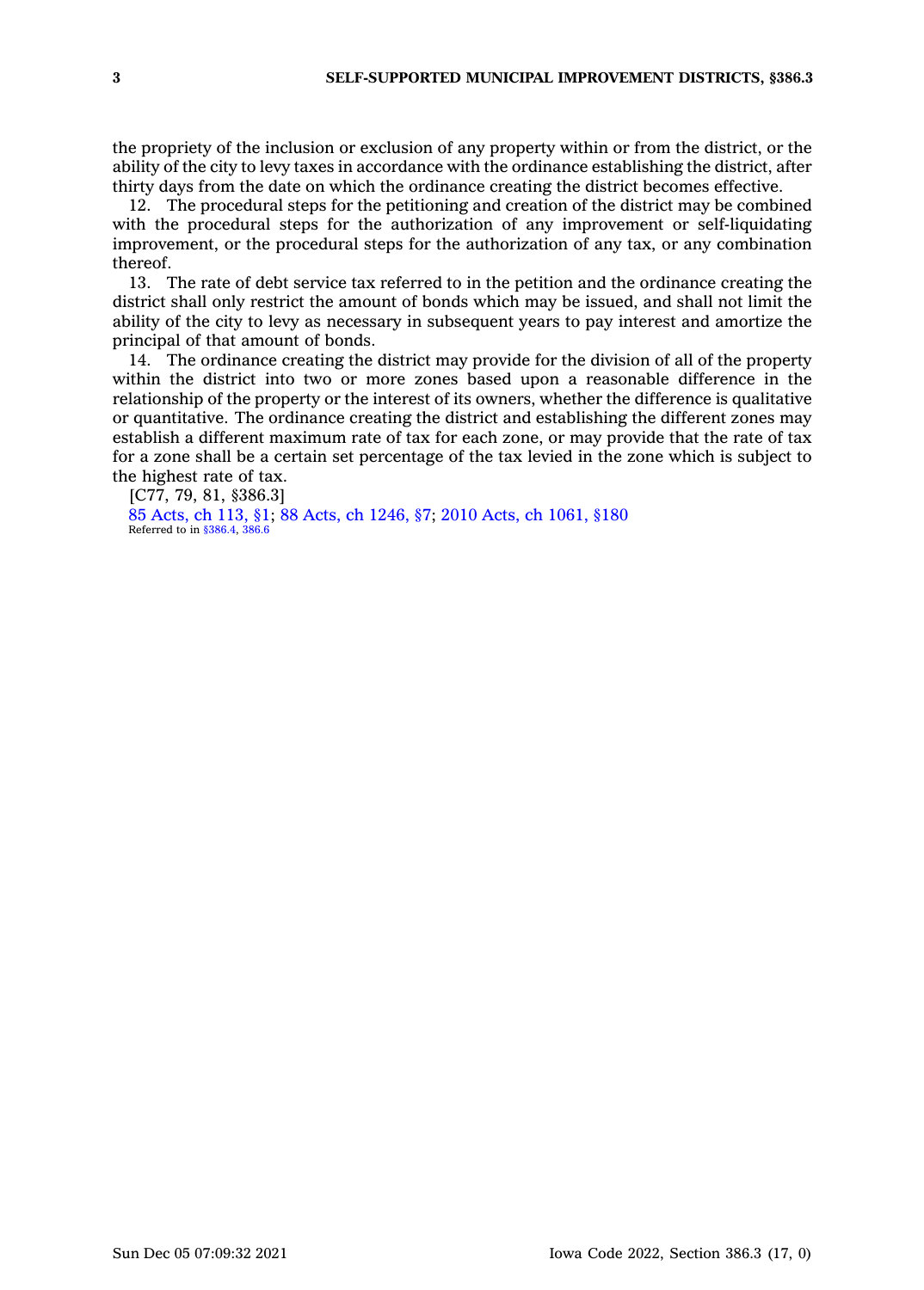the propriety of the inclusion or exclusion of any property within or from the district, or the ability of the city to levy taxes in accordance with the ordinance establishing the district, after thirty days from the date on which the ordinance creating the district becomes effective.

12. The procedural steps for the petitioning and creation of the district may be combined with the procedural steps for the authorization of any improvement or self-liquidating improvement, or the procedural steps for the authorization of any tax, or any combination thereof.

13. The rate of debt service tax referred to in the petition and the ordinance creating the district shall only restrict the amount of bonds which may be issued, and shall not limit the ability of the city to levy as necessary in subsequent years to pay interest and amortize the principal of that amount of bonds.

14. The ordinance creating the district may provide for the division of all of the property within the district into two or more zones based upon a reasonable difference in the relationship of the property or the interest of its owners, whether the difference is qualitative or quantitative. The ordinance creating the district and establishing the different zones may establish a different maximum rate of tax for each zone, or may provide that the rate of tax for a zone shall be a certain set percentage of the tax levied in the zone which is subject to the highest rate of tax.

[C77, 79, 81, §386.3]

85 Acts, ch 113, §1; 88 Acts, ch 1246, §7; 2010 Acts, ch 1061, §180

Referred to in §386.4, 386.6